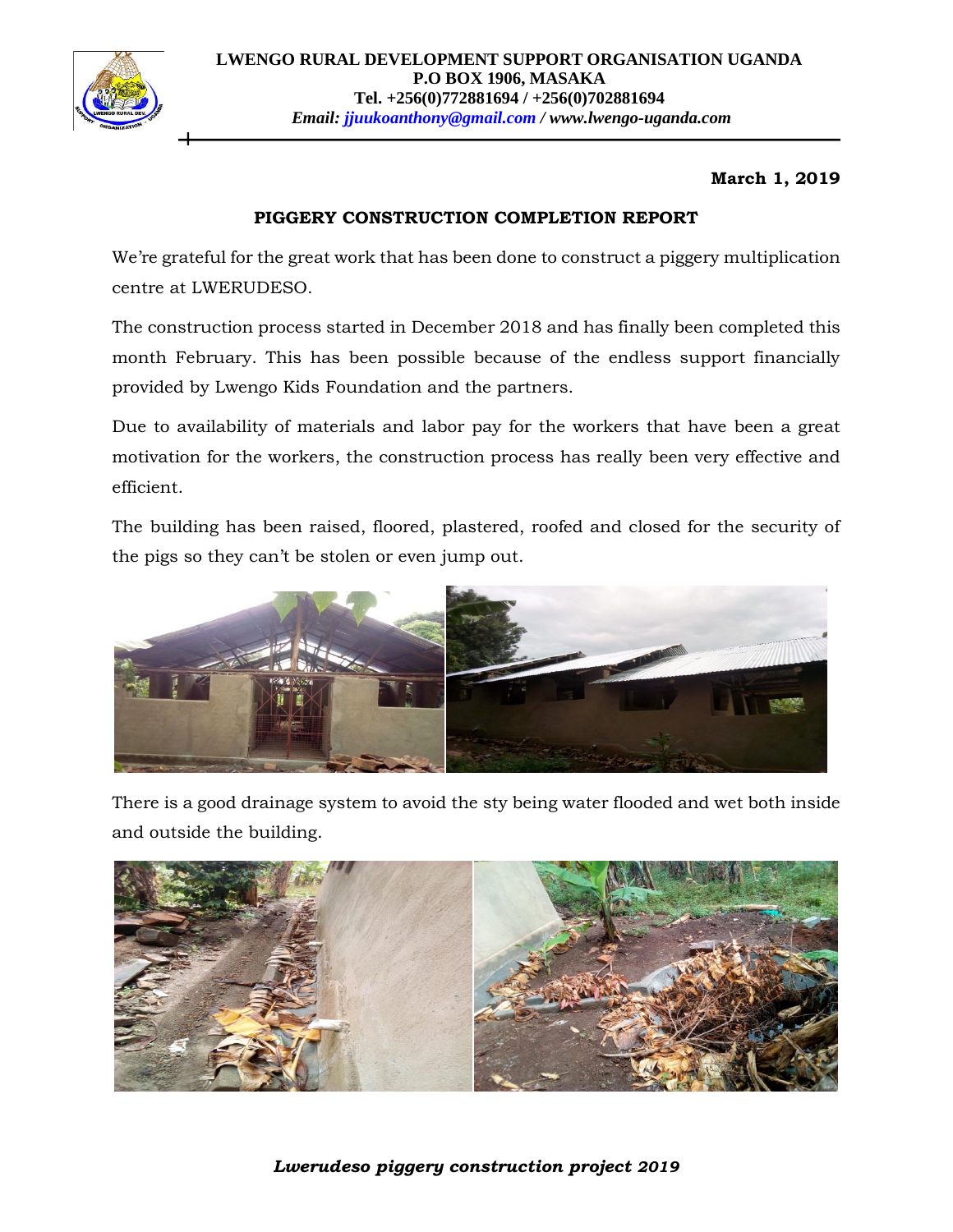**LWENGO RURAL DEVELOPMENT SUPPORT ORGANISATION UGANDA**
**P.O BOX 1906, MASAKA**
**Tel. +256(0)772881694 / +256(0)702881694**
***Email: jjuukoanthony@gmail.com / www.lwengo-uganda.com***

**March 1, 2019**

# PIGGERY CONSTRUCTION COMPLETION REPORT

We're grateful for the great work that has been done to construct a piggery multiplication centre at LWERUDESO.

The construction process started in December 2018 and has finally been completed this month February. This has been possible because of the endless support financially provided by Lwengo Kids Foundation and the partners.

Due to availability of materials and labor pay for the workers that have been a great motivation for the workers, the construction process has really been very effective and efficient.

The building has been raised, floored, plastered, roofed and closed for the security of the pigs so they can't be stolen or even jump out.

There is a good drainage system to avoid the sty being water flooded and wet both inside and outside the building.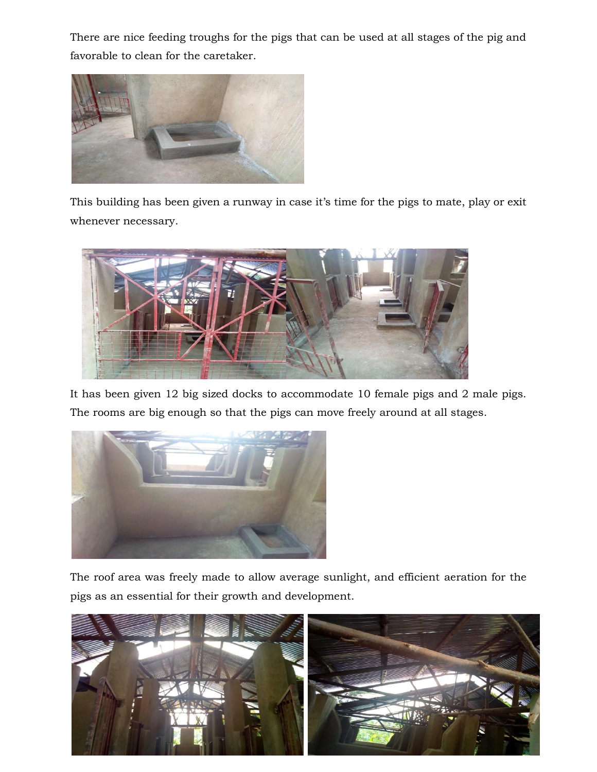There are nice feeding troughs for the pigs that can be used at all stages of the pig and favorable to clean for the caretaker.

This building has been given a runway in case it's time for the pigs to mate, play or exit whenever necessary.

It has been given 12 big sized docks to accommodate 10 female pigs and 2 male pigs. The rooms are big enough so that the pigs can move freely around at all stages.

The roof area was freely made to allow average sunlight, and efficient aeration for the pigs as an essential for their growth and development.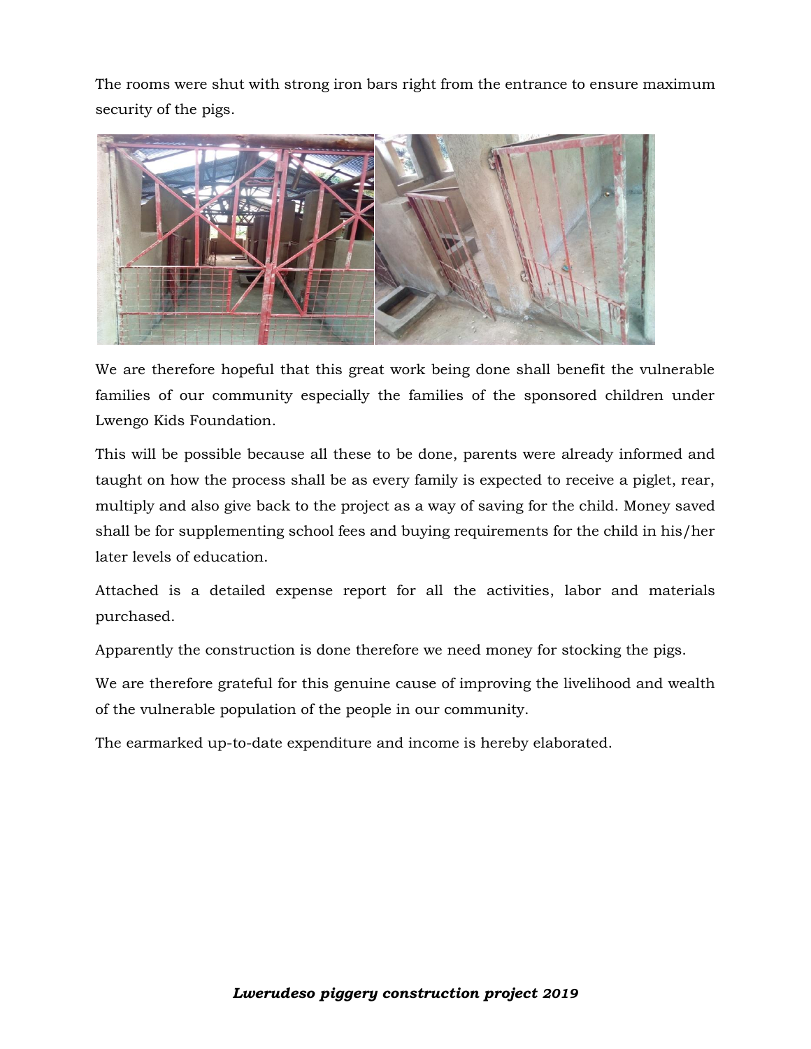The rooms were shut with strong iron bars right from the entrance to ensure maximum security of the pigs.

We are therefore hopeful that this great work being done shall benefit the vulnerable families of our community especially the families of the sponsored children under Lwengo Kids Foundation.

This will be possible because all these to be done, parents were already informed and taught on how the process shall be as every family is expected to receive a piglet, rear, multiply and also give back to the project as a way of saving for the child. Money saved shall be for supplementing school fees and buying requirements for the child in his/her later levels of education.

Attached is a detailed expense report for all the activities, labor and materials purchased.

Apparently the construction is done therefore we need money for stocking the pigs.

We are therefore grateful for this genuine cause of improving the livelihood and wealth of the vulnerable population of the people in our community.

The earmarked up-to-date expenditure and income is hereby elaborated.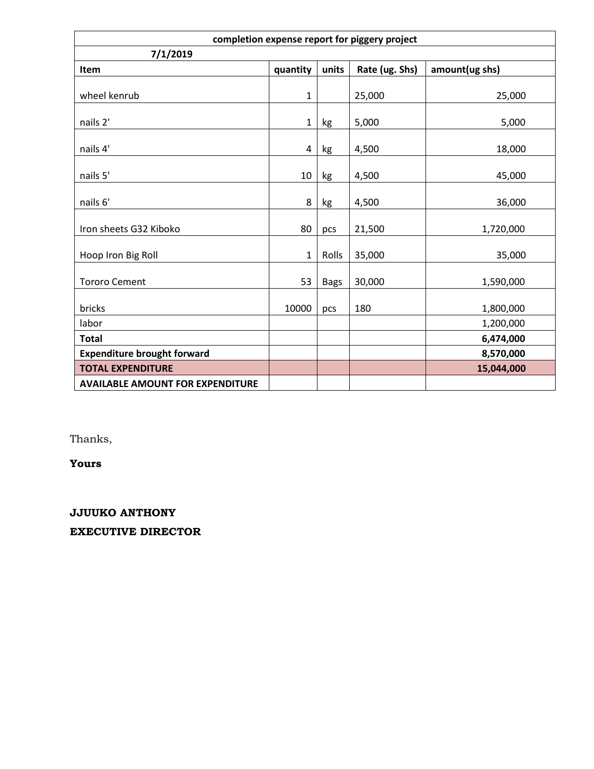| completion expense report for piggery project | | | | |
|---|---|---|---|---|
| **7/1/2019** | | | | |
| **Item** | **quantity** | **units** | **Rate (ug. Shs)** | **amount(ug shs)** |
| wheel kenrub | 1 | | 25,000 | 25,000 |
| nails 2' | 1 | kg | 5,000 | 5,000 |
| nails 4' | 4 | kg | 4,500 | 18,000 |
| nails 5' | 10 | kg | 4,500 | 45,000 |
| nails 6' | 8 | kg | 4,500 | 36,000 |
| Iron sheets G32 Kiboko | 80 | pcs | 21,500 | 1,720,000 |
| Hoop Iron Big Roll | 1 | Rolls | 35,000 | 35,000 |
| Tororo Cement | 53 | Bags | 30,000 | 1,590,000 |
| bricks | 10000 | pcs | 180 | 1,800,000 |
| labor | | | | 1,200,000 |
| **Total** | | | | **6,474,000** |
| **Expenditure brought forward** | | | | **8,570,000** |
| **TOTAL EXPENDITURE** | | | | **15,044,000** |
| **AVAILABLE AMOUNT FOR EXPENDITURE** | | | | |

Thanks,

**Yours**

**JJUUKO ANTHONY**

**EXECUTIVE DIRECTOR**